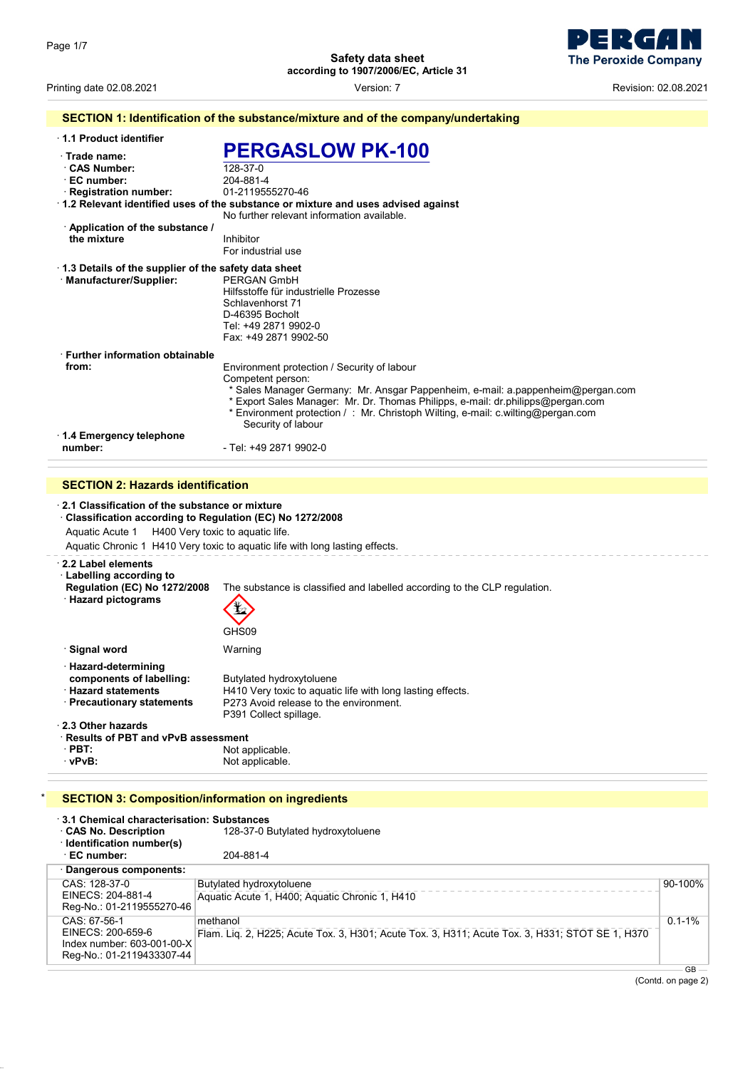# Safety data sheet
according to 1907/2006/EC, Article 31

Printing date 02.08.2021 Version: 7 Revision: 02.08.2021

## SECTION 1: Identification of the substance/mixture and of the company/undertaking

· **1.1 Product identifier**

· **Trade name:** **PERGASLOW PK-100**

· **CAS Number:** 128-37-0

· **EC number:** 204-881-4

· **Registration number:** 01-2119555270-46

· **1.2 Relevant identified uses of the substance or mixture and uses advised against**
No further relevant information available.

· **Application of the substance / the mixture**
Inhibitor
For industrial use

· **1.3 Details of the supplier of the safety data sheet**

· **Manufacturer/Supplier:**
PERGAN GmbH
Hilfsstoffe für industrielle Prozesse
Schlavenhorst 71
D-46395 Bocholt
Tel: +49 2871 9902-0
Fax: +49 2871 9902-50

· **Further information obtainable from:**
Environment protection / Security of labour
Competent person:
* Sales Manager Germany: Mr. Ansgar Pappenheim, e-mail: a.pappenheim@pergan.com
* Export Sales Manager: Mr. Dr. Thomas Philipps, e-mail: dr.philipps@pergan.com
* Environment protection / : Mr. Christoph Wilting, e-mail: c.wilting@pergan.com
Security of labour

· **1.4 Emergency telephone number:**
- Tel: +49 2871 9902-0

## SECTION 2: Hazards identification

· **2.1 Classification of the substance or mixture**

· **Classification according to Regulation (EC) No 1272/2008**

Aquatic Acute 1 H400 Very toxic to aquatic life.

Aquatic Chronic 1 H410 Very toxic to aquatic life with long lasting effects.

· **2.2 Label elements**

· **Labelling according to Regulation (EC) No 1272/2008** The substance is classified and labelled according to the CLP regulation.

· **Hazard pictograms**

GHS09

· **Signal word** Warning

· **Hazard-determining components of labelling:**
Butylated hydroxytoluene

· **Hazard statements**
H410 Very toxic to aquatic life with long lasting effects.

· **Precautionary statements**
P273 Avoid release to the environment.
P391 Collect spillage.

· **2.3 Other hazards**

· **Results of PBT and vPvB assessment**

· **PBT:** Not applicable.

· **vPvB:** Not applicable.

## * SECTION 3: Composition/information on ingredients

· **3.1 Chemical characterisation: Substances**

· **CAS No. Description** 128-37-0 Butylated hydroxytoluene

· **Identification number(s)**

· **EC number:** 204-881-4

· **Dangerous components:**

| Identifiers | Name / Classification | Concentration |
|---|---|---|
| CAS: 128-37-0<br>EINECS: 204-881-4<br>Reg-No.: 01-2119555270-46 | Butylated hydroxytoluene<br>Aquatic Acute 1, H400; Aquatic Chronic 1, H410 | 90-100% |
| CAS: 67-56-1<br>EINECS: 200-659-6<br>Index number: 603-001-00-X<br>Reg-No.: 01-2119433307-44 | methanol<br>Flam. Liq. 2, H225; Acute Tox. 3, H301; Acute Tox. 3, H311; Acute Tox. 3, H331; STOT SE 1, H370 | 0.1-1% |

(Contd. on page 2)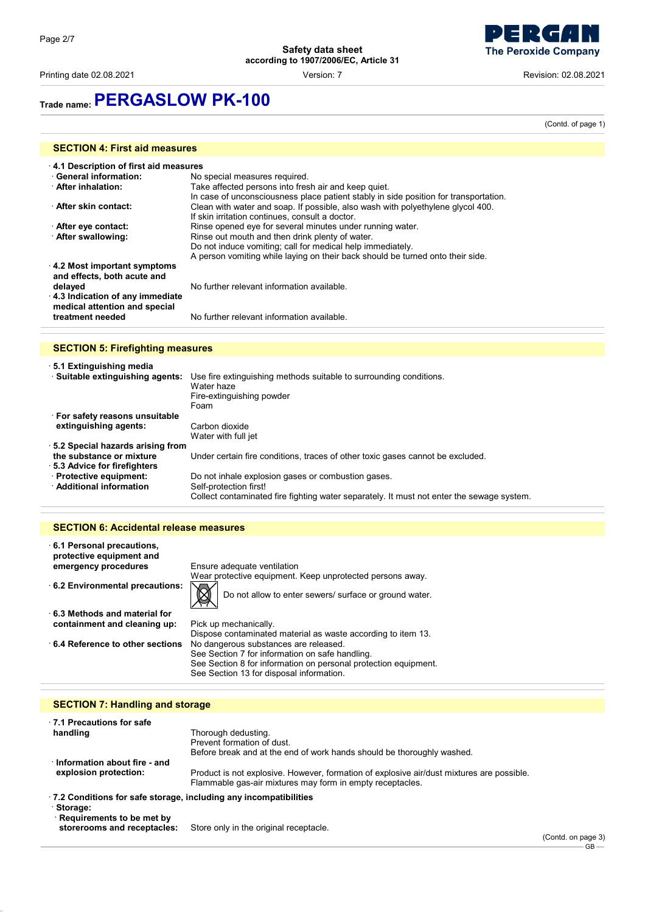# Trade name: PERGASLOW PK-100

(Contd. of page 1)

## SECTION 4: First aid measures

- **4.1 Description of first aid measures**
- **General information:** No special measures required.
- **After inhalation:** Take affected persons into fresh air and keep quiet.
  In case of unconsciousness place patient stably in side position for transportation.
- **After skin contact:** Clean with water and soap. If possible, also wash with polyethylene glycol 400.
  If skin irritation continues, consult a doctor.
- **After eye contact:** Rinse opened eye for several minutes under running water.
- **After swallowing:** Rinse out mouth and then drink plenty of water.
  Do not induce vomiting; call for medical help immediately.
  A person vomiting while laying on their back should be turned onto their side.
- **4.2 Most important symptoms and effects, both acute and delayed** No further relevant information available.
- **4.3 Indication of any immediate medical attention and special treatment needed** No further relevant information available.

## SECTION 5: Firefighting measures

- **5.1 Extinguishing media**
- **Suitable extinguishing agents:** Use fire extinguishing methods suitable to surrounding conditions.
  Water haze
  Fire-extinguishing powder
  Foam
- **For safety reasons unsuitable extinguishing agents:** Carbon dioxide
  Water with full jet
- **5.2 Special hazards arising from the substance or mixture** Under certain fire conditions, traces of other toxic gases cannot be excluded.
- **5.3 Advice for firefighters**
- **Protective equipment:** Do not inhale explosion gases or combustion gases.
- **Additional information** Self-protection first!
  Collect contaminated fire fighting water separately. It must not enter the sewage system.

## SECTION 6: Accidental release measures

- **6.1 Personal precautions, protective equipment and emergency procedures** Ensure adequate ventilation
  Wear protective equipment. Keep unprotected persons away.
- **6.2 Environmental precautions:** Do not allow to enter sewers/ surface or ground water.
- **6.3 Methods and material for containment and cleaning up:** Pick up mechanically.
  Dispose contaminated material as waste according to item 13.
- **6.4 Reference to other sections** No dangerous substances are released.
  See Section 7 for information on safe handling.
  See Section 8 for information on personal protection equipment.
  See Section 13 for disposal information.

## SECTION 7: Handling and storage

- **7.1 Precautions for safe handling** Thorough dedusting.
  Prevent formation of dust.
  Before break and at the end of work hands should be thoroughly washed.
- **Information about fire - and explosion protection:** Product is not explosive. However, formation of explosive air/dust mixtures are possible.
  Flammable gas-air mixtures may form in empty receptacles.
- **7.2 Conditions for safe storage, including any incompatibilities**
- **Storage:**
- **Requirements to be met by storerooms and receptacles:** Store only in the original receptacle.

(Contd. on page 3)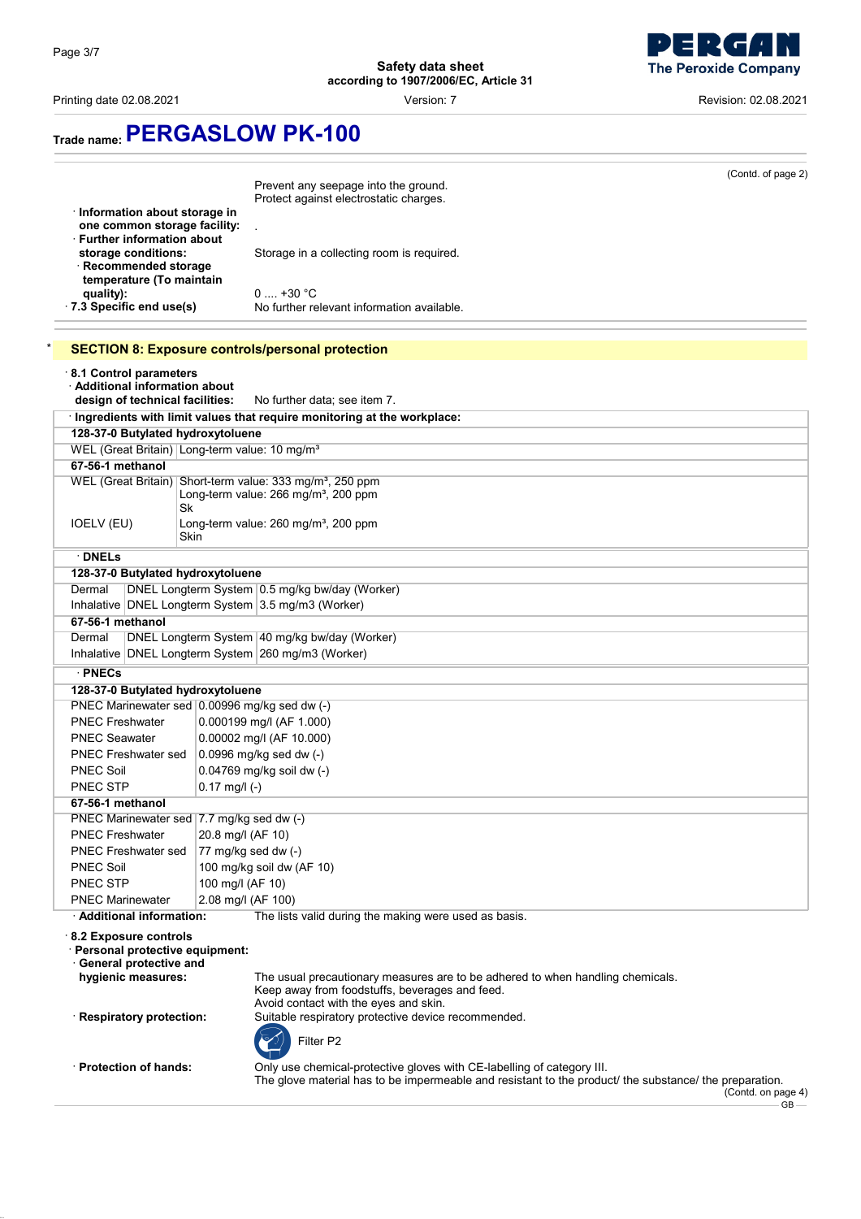## Trade name: PERGASLOW PK-100

(Contd. of page 2)

Prevent any seepage into the ground.
Protect against electrostatic charges.

· **Information about storage in one common storage facility:** .
· **Further information about storage conditions:** Storage in a collecting room is required.
· **Recommended storage temperature (To maintain quality):** 0 .... +30 °C
· **7.3 Specific end use(s)** No further relevant information available.

## SECTION 8: Exposure controls/personal protection

· **8.1 Control parameters**
· **Additional information about design of technical facilities:** No further data; see item 7.

· **Ingredients with limit values that require monitoring at the workplace:**

| | |
|---|---|
| **128-37-0 Butylated hydroxytoluene** | |
| WEL (Great Britain) | Long-term value: 10 mg/m³ |
| **67-56-1 methanol** | |
| WEL (Great Britain) | Short-term value: 333 mg/m³, 250 ppm<br>Long-term value: 266 mg/m³, 200 ppm<br>Sk |
| IOELV (EU) | Long-term value: 260 mg/m³, 200 ppm<br>Skin |

· **DNELs**

| | | |
|---|---|---|
| **128-37-0 Butylated hydroxytoluene** | | |
| Dermal | DNEL Longterm System | 0.5 mg/kg bw/day (Worker) |
| Inhalative | DNEL Longterm System | 3.5 mg/m3 (Worker) |
| **67-56-1 methanol** | | |
| Dermal | DNEL Longterm System | 40 mg/kg bw/day (Worker) |
| Inhalative | DNEL Longterm System | 260 mg/m3 (Worker) |

· **PNECs**

| | |
|---|---|
| **128-37-0 Butylated hydroxytoluene** | |
| PNEC Marinewater sed | 0.00996 mg/kg sed dw (-) |
| PNEC Freshwater | 0.000199 mg/l (AF 1.000) |
| PNEC Seawater | 0.00002 mg/l (AF 10.000) |
| PNEC Freshwater sed | 0.0996 mg/kg sed dw (-) |
| PNEC Soil | 0.04769 mg/kg soil dw (-) |
| PNEC STP | 0.17 mg/l (-) |
| **67-56-1 methanol** | |
| PNEC Marinewater sed | 7.7 mg/kg sed dw (-) |
| PNEC Freshwater | 20.8 mg/l (AF 10) |
| PNEC Freshwater sed | 77 mg/kg sed dw (-) |
| PNEC Soil | 100 mg/kg soil dw (AF 10) |
| PNEC STP | 100 mg/l (AF 10) |
| PNEC Marinewater | 2.08 mg/l (AF 100) |

· **Additional information:** The lists valid during the making were used as basis.

· **8.2 Exposure controls**
· **Personal protective equipment:**
· **General protective and hygienic measures:** The usual precautionary measures are to be adhered to when handling chemicals.
Keep away from foodstuffs, beverages and feed.
Avoid contact with the eyes and skin.
· **Respiratory protection:** Suitable respiratory protective device recommended.
Filter P2
· **Protection of hands:** Only use chemical-protective gloves with CE-labelling of category III.
The glove material has to be impermeable and resistant to the product/ the substance/ the preparation.

(Contd. on page 4)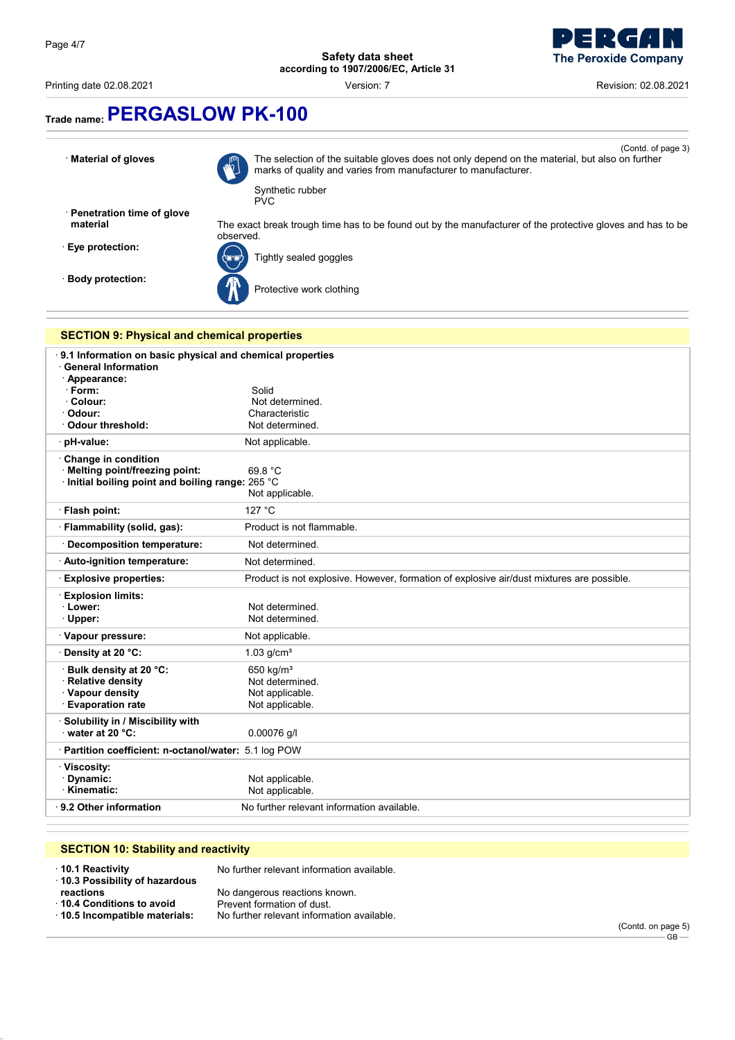# Trade name: PERGASLOW PK-100

(Contd. of page 3)

· **Material of gloves**

The selection of the suitable gloves does not only depend on the material, but also on further marks of quality and varies from manufacturer to manufacturer.

Synthetic rubber
PVC

· **Penetration time of glove material**

The exact break trough time has to be found out by the manufacturer of the protective gloves and has to be observed.

· **Eye protection:**

Tightly sealed goggles

· **Body protection:**

Protective work clothing

## SECTION 9: Physical and chemical properties

· **9.1 Information on basic physical and chemical properties**

· **General Information**

| Property | Value |
|---|---|
| · **Appearance:** | |
| · **Form:** | Solid |
| · **Colour:** | Not determined. |
| · **Odour:** | Characteristic |
| · **Odour threshold:** | Not determined. |
| · **pH-value:** | Not applicable. |
| · **Change in condition** | |
| · **Melting point/freezing point:** | 69.8 °C |
| · **Initial boiling point and boiling range:** | 265 °C |
| | Not applicable. |
| · **Flash point:** | 127 °C |
| · **Flammability (solid, gas):** | Product is not flammable. |
| · **Decomposition temperature:** | Not determined. |
| · **Auto-ignition temperature:** | Not determined. |
| · **Explosive properties:** | Product is not explosive. However, formation of explosive air/dust mixtures are possible. |
| · **Explosion limits:** | |
| · **Lower:** | Not determined. |
| · **Upper:** | Not determined. |
| · **Vapour pressure:** | Not applicable. |
| · **Density at 20 °C:** | 1.03 g/cm³ |
| · **Bulk density at 20 °C:** | 650 kg/m³ |
| · **Relative density** | Not determined. |
| · **Vapour density** | Not applicable. |
| · **Evaporation rate** | Not applicable. |
| · **Solubility in / Miscibility with** | |
| · **water at 20 °C:** | 0.00076 g/l |
| · **Partition coefficient: n-octanol/water:** | 5.1 log POW |
| · **Viscosity:** | |
| · **Dynamic:** | Not applicable. |
| · **Kinematic:** | Not applicable. |
| · **9.2 Other information** | No further relevant information available. |

## SECTION 10: Stability and reactivity

· **10.1 Reactivity** No further relevant information available.

· **10.3 Possibility of hazardous reactions** No dangerous reactions known.

· **10.4 Conditions to avoid** Prevent formation of dust.

· **10.5 Incompatible materials:** No further relevant information available.

(Contd. on page 5)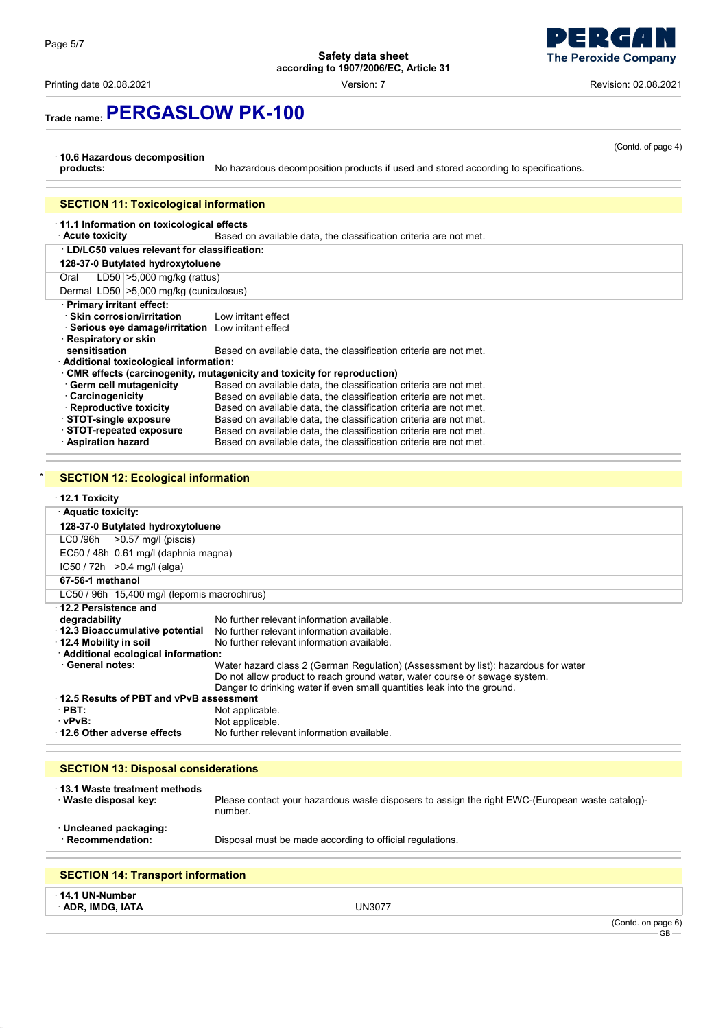# Trade name: PERGASLOW PK-100

(Contd. of page 4)

· **10.6 Hazardous decomposition products:** No hazardous decomposition products if used and stored according to specifications.

## SECTION 11: Toxicological information

· **11.1 Information on toxicological effects**
· **Acute toxicity** Based on available data, the classification criteria are not met.

· **LD/LC50 values relevant for classification:**

| **128-37-0 Butylated hydroxytoluene** | | |
|---|---|---|
| Oral | LD50 | >5,000 mg/kg (rattus) |
| Dermal | LD50 | >5,000 mg/kg (cuniculosus) |

· **Primary irritant effect:**
· **Skin corrosion/irritation** Low irritant effect
· **Serious eye damage/irritation** Low irritant effect
· **Respiratory or skin sensitisation** Based on available data, the classification criteria are not met.
· **Additional toxicological information:**
· **CMR effects (carcinogenity, mutagenicity and toxicity for reproduction)**
· **Germ cell mutagenicity** Based on available data, the classification criteria are not met.
· **Carcinogenicity** Based on available data, the classification criteria are not met.
· **Reproductive toxicity** Based on available data, the classification criteria are not met.
· **STOT-single exposure** Based on available data, the classification criteria are not met.
· **STOT-repeated exposure** Based on available data, the classification criteria are not met.
· **Aspiration hazard** Based on available data, the classification criteria are not met.

## * SECTION 12: Ecological information

· **12.1 Toxicity**

· **Aquatic toxicity:**

| **128-37-0 Butylated hydroxytoluene** | |
|---|---|
| LC0 /96h | >0.57 mg/l (piscis) |
| EC50 / 48h | 0.61 mg/l (daphnia magna) |
| IC50 / 72h | >0.4 mg/l (alga) |
| **67-56-1 methanol** | |
| LC50 / 96h | 15,400 mg/l (lepomis macrochirus) |

· **12.2 Persistence and degradability** No further relevant information available.
· **12.3 Bioaccumulative potential** No further relevant information available.
· **12.4 Mobility in soil** No further relevant information available.
· **Additional ecological information:**
· **General notes:** Water hazard class 2 (German Regulation) (Assessment by list): hazardous for water
Do not allow product to reach ground water, water course or sewage system.
Danger to drinking water if even small quantities leak into the ground.
· **12.5 Results of PBT and vPvB assessment**
· **PBT:** Not applicable.
· **vPvB:** Not applicable.
· **12.6 Other adverse effects** No further relevant information available.

## SECTION 13: Disposal considerations

· **13.1 Waste treatment methods**
· **Waste disposal key:** Please contact your hazardous waste disposers to assign the right EWC-(European waste catalog)-number.

· **Uncleaned packaging:**
· **Recommendation:** Disposal must be made according to official regulations.

## SECTION 14: Transport information

· **14.1 UN-Number**
· **ADR, IMDG, IATA** UN3077

(Contd. on page 6)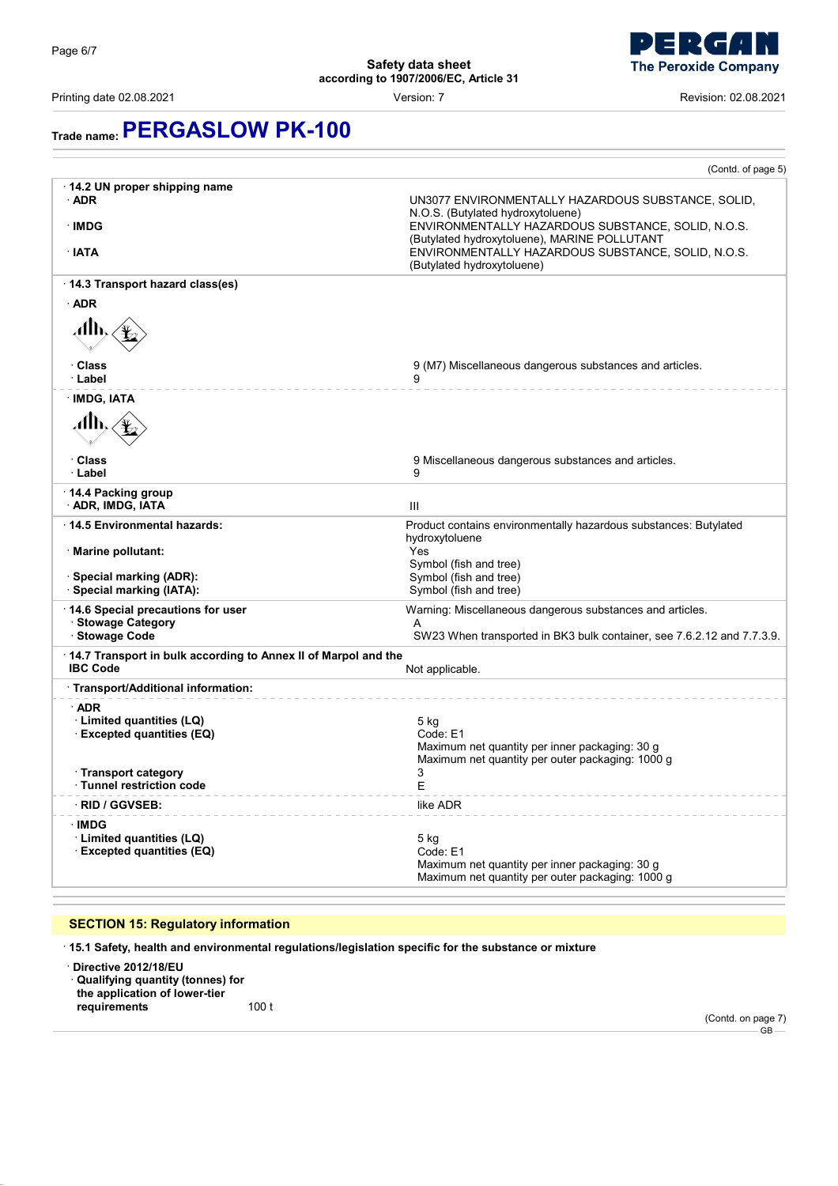Trade name: **PERGASLOW PK-100**

(Contd. of page 5)

· **14.2 UN proper shipping name**

| | |
|---|---|
| · **ADR** | UN3077 ENVIRONMENTALLY HAZARDOUS SUBSTANCE, SOLID, N.O.S. (Butylated hydroxytoluene) |
| · **IMDG** | ENVIRONMENTALLY HAZARDOUS SUBSTANCE, SOLID, N.O.S. (Butylated hydroxytoluene), MARINE POLLUTANT |
| · **IATA** | ENVIRONMENTALLY HAZARDOUS SUBSTANCE, SOLID, N.O.S. (Butylated hydroxytoluene) |

· **14.3 Transport hazard class(es)**

· **ADR**

| | |
|---|---|
| · **Class** | 9 (M7) Miscellaneous dangerous substances and articles. |
| · **Label** | 9 |

· **IMDG, IATA**

| | |
|---|---|
| · **Class** | 9 Miscellaneous dangerous substances and articles. |
| · **Label** | 9 |

| | |
|---|---|
| · **14.4 Packing group**<br>· **ADR, IMDG, IATA** | III |
| · **14.5 Environmental hazards:** | Product contains environmentally hazardous substances: Butylated hydroxytoluene |
| · **Marine pollutant:** | Yes<br>Symbol (fish and tree) |
| · **Special marking (ADR):** | Symbol (fish and tree) |
| · **Special marking (IATA):** | Symbol (fish and tree) |
| · **14.6 Special precautions for user** | Warning: Miscellaneous dangerous substances and articles. |
| · **Stowage Category** | A |
| · **Stowage Code** | SW23 When transported in BK3 bulk container, see 7.6.2.12 and 7.7.3.9. |
| · **14.7 Transport in bulk according to Annex II of Marpol and the IBC Code** | Not applicable. |

· **Transport/Additional information:**

· **ADR**

| | |
|---|---|
| · **Limited quantities (LQ)** | 5 kg |
| · **Excepted quantities (EQ)** | Code: E1<br>Maximum net quantity per inner packaging: 30 g<br>Maximum net quantity per outer packaging: 1000 g |
| · **Transport category** | 3 |
| · **Tunnel restriction code** | E |
| · **RID / GGVSEB:** | like ADR |

· **IMDG**

| | |
|---|---|
| · **Limited quantities (LQ)** | 5 kg |
| · **Excepted quantities (EQ)** | Code: E1<br>Maximum net quantity per inner packaging: 30 g<br>Maximum net quantity per outer packaging: 1000 g |

## SECTION 15: Regulatory information

· **15.1 Safety, health and environmental regulations/legislation specific for the substance or mixture**

· **Directive 2012/18/EU**

· **Qualifying quantity (tonnes) for the application of lower-tier requirements** 100 t

(Contd. on page 7)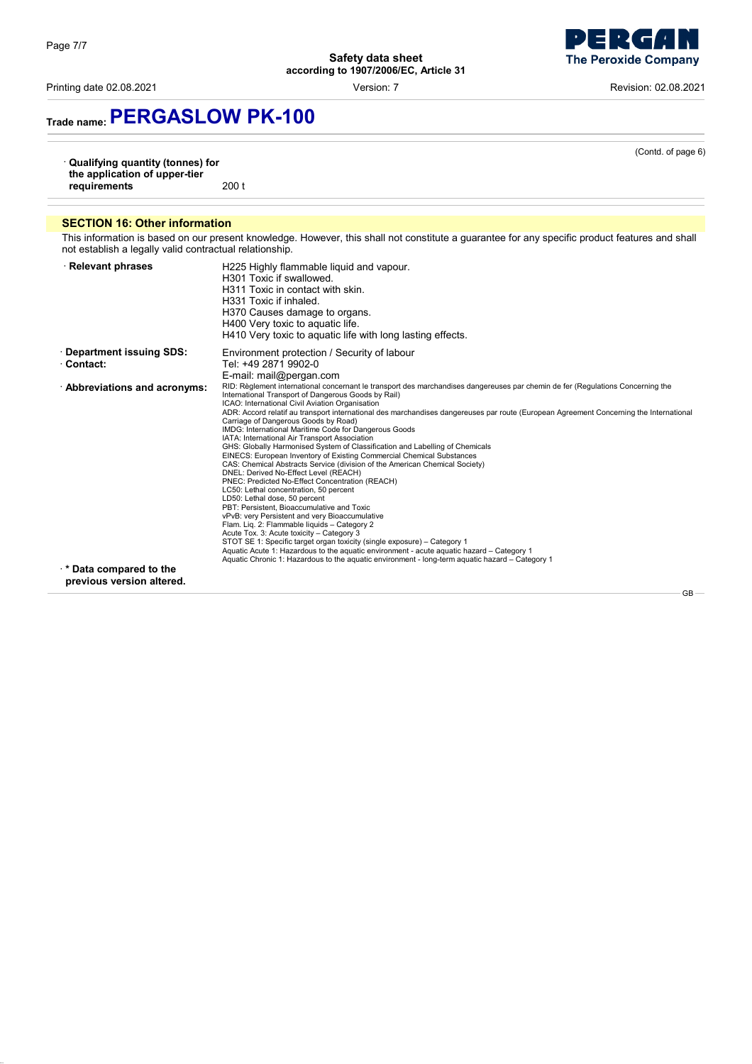# Trade name: PERGASLOW PK-100

(Contd. of page 6)

· **Qualifying quantity (tonnes) for the application of upper-tier requirements** 200 t

## SECTION 16: Other information

This information is based on our present knowledge. However, this shall not constitute a guarantee for any specific product features and shall not establish a legally valid contractual relationship.

· **Relevant phrases**

H225 Highly flammable liquid and vapour.
H301 Toxic if swallowed.
H311 Toxic in contact with skin.
H331 Toxic if inhaled.
H370 Causes damage to organs.
H400 Very toxic to aquatic life.
H410 Very toxic to aquatic life with long lasting effects.

· **Department issuing SDS:** Environment protection / Security of labour

· **Contact:** Tel: +49 2871 9902-0
E-mail: mail@pergan.com

· **Abbreviations and acronyms:**

RID: Règlement international concernant le transport des marchandises dangereuses par chemin de fer (Regulations Concerning the International Transport of Dangerous Goods by Rail)
ICAO: International Civil Aviation Organisation
ADR: Accord relatif au transport international des marchandises dangereuses par route (European Agreement Concerning the International Carriage of Dangerous Goods by Road)
IMDG: International Maritime Code for Dangerous Goods
IATA: International Air Transport Association
GHS: Globally Harmonised System of Classification and Labelling of Chemicals
EINECS: European Inventory of Existing Commercial Chemical Substances
CAS: Chemical Abstracts Service (division of the American Chemical Society)
DNEL: Derived No-Effect Level (REACH)
PNEC: Predicted No-Effect Concentration (REACH)
LC50: Lethal concentration, 50 percent
LD50: Lethal dose, 50 percent
PBT: Persistent, Bioaccumulative and Toxic
vPvB: very Persistent and very Bioaccumulative
Flam. Liq. 2: Flammable liquids – Category 2
Acute Tox. 3: Acute toxicity – Category 3
STOT SE 1: Specific target organ toxicity (single exposure) – Category 1
Aquatic Acute 1: Hazardous to the aquatic environment - acute aquatic hazard – Category 1
Aquatic Chronic 1: Hazardous to the aquatic environment - long-term aquatic hazard – Category 1

· **\* Data compared to the previous version altered.**